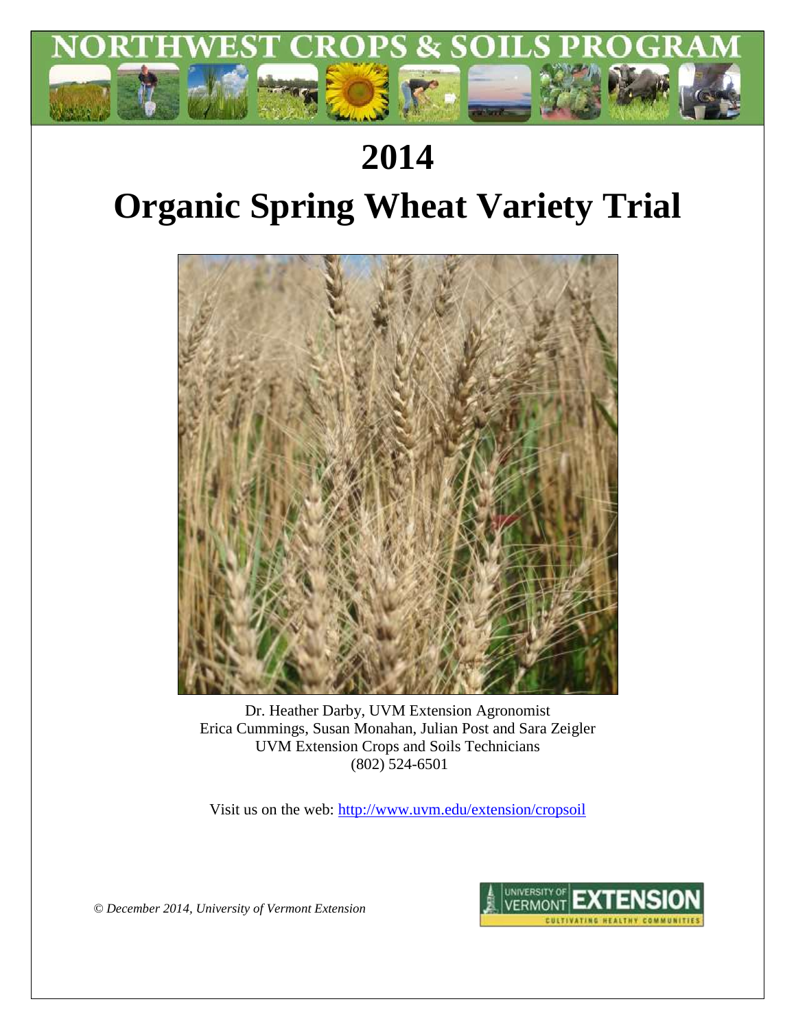# NORTHWEST CROPS & SOILS PROGRAM

# 2014

# Organic Spring Wheat Variety Trial

Dr. Heather Darby, UVM Extension Agronomist
Erica Cummings, Susan Monahan, Julian Post and Sara Zeigler
UVM Extension Crops and Soils Technicians
(802) 524-6501

Visit us on the web: http://www.uvm.edu/extension/cropsoil

*© December 2014, University of Vermont Extension*

UNIVERSITY OF VERMONT EXTENSION
CULTIVATING HEALTHY COMMUNITIES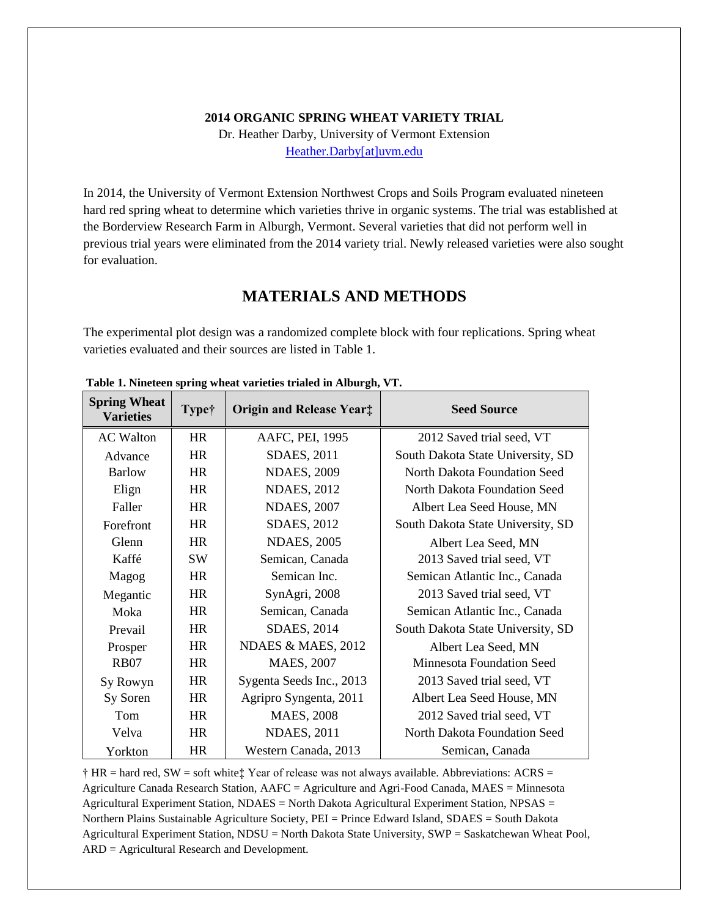**2014 ORGANIC SPRING WHEAT VARIETY TRIAL**

Dr. Heather Darby, University of Vermont Extension
Heather.Darby[at]uvm.edu

In 2014, the University of Vermont Extension Northwest Crops and Soils Program evaluated nineteen hard red spring wheat to determine which varieties thrive in organic systems. The trial was established at the Borderview Research Farm in Alburgh, Vermont. Several varieties that did not perform well in previous trial years were eliminated from the 2014 variety trial. Newly released varieties were also sought for evaluation.

## MATERIALS AND METHODS

The experimental plot design was a randomized complete block with four replications. Spring wheat varieties evaluated and their sources are listed in Table 1.

**Table 1. Nineteen spring wheat varieties trialed in Alburgh, VT.**

| Spring Wheat Varieties | Type† | Origin and Release Year‡ | Seed Source |
|---|---|---|---|
| AC Walton | HR | AAFC, PEI, 1995 | 2012 Saved trial seed, VT |
| Advance | HR | SDAES, 2011 | South Dakota State University, SD |
| Barlow | HR | NDAES, 2009 | North Dakota Foundation Seed |
| Elign | HR | NDAES, 2012 | North Dakota Foundation Seed |
| Faller | HR | NDAES, 2007 | Albert Lea Seed House, MN |
| Forefront | HR | SDAES, 2012 | South Dakota State University, SD |
| Glenn | HR | NDAES, 2005 | Albert Lea Seed, MN |
| Kaffé | SW | Semican, Canada | 2013 Saved trial seed, VT |
| Magog | HR | Semican Inc. | Semican Atlantic Inc., Canada |
| Megantic | HR | SynAgri, 2008 | 2013 Saved trial seed, VT |
| Moka | HR | Semican, Canada | Semican Atlantic Inc., Canada |
| Prevail | HR | SDAES, 2014 | South Dakota State University, SD |
| Prosper | HR | NDAES & MAES, 2012 | Albert Lea Seed, MN |
| RB07 | HR | MAES, 2007 | Minnesota Foundation Seed |
| Sy Rowyn | HR | Sygenta Seeds Inc., 2013 | 2013 Saved trial seed, VT |
| Sy Soren | HR | Agripro Syngenta, 2011 | Albert Lea Seed House, MN |
| Tom | HR | MAES, 2008 | 2012 Saved trial seed, VT |
| Velva | HR | NDAES, 2011 | North Dakota Foundation Seed |
| Yorkton | HR | Western Canada, 2013 | Semican, Canada |

† HR = hard red, SW = soft white‡ Year of release was not always available. Abbreviations: ACRS = Agriculture Canada Research Station, AAFC = Agriculture and Agri-Food Canada, MAES = Minnesota Agricultural Experiment Station, NDAES = North Dakota Agricultural Experiment Station, NPSAS = Northern Plains Sustainable Agriculture Society, PEI = Prince Edward Island, SDAES = South Dakota Agricultural Experiment Station, NDSU = North Dakota State University, SWP = Saskatchewan Wheat Pool, ARD = Agricultural Research and Development.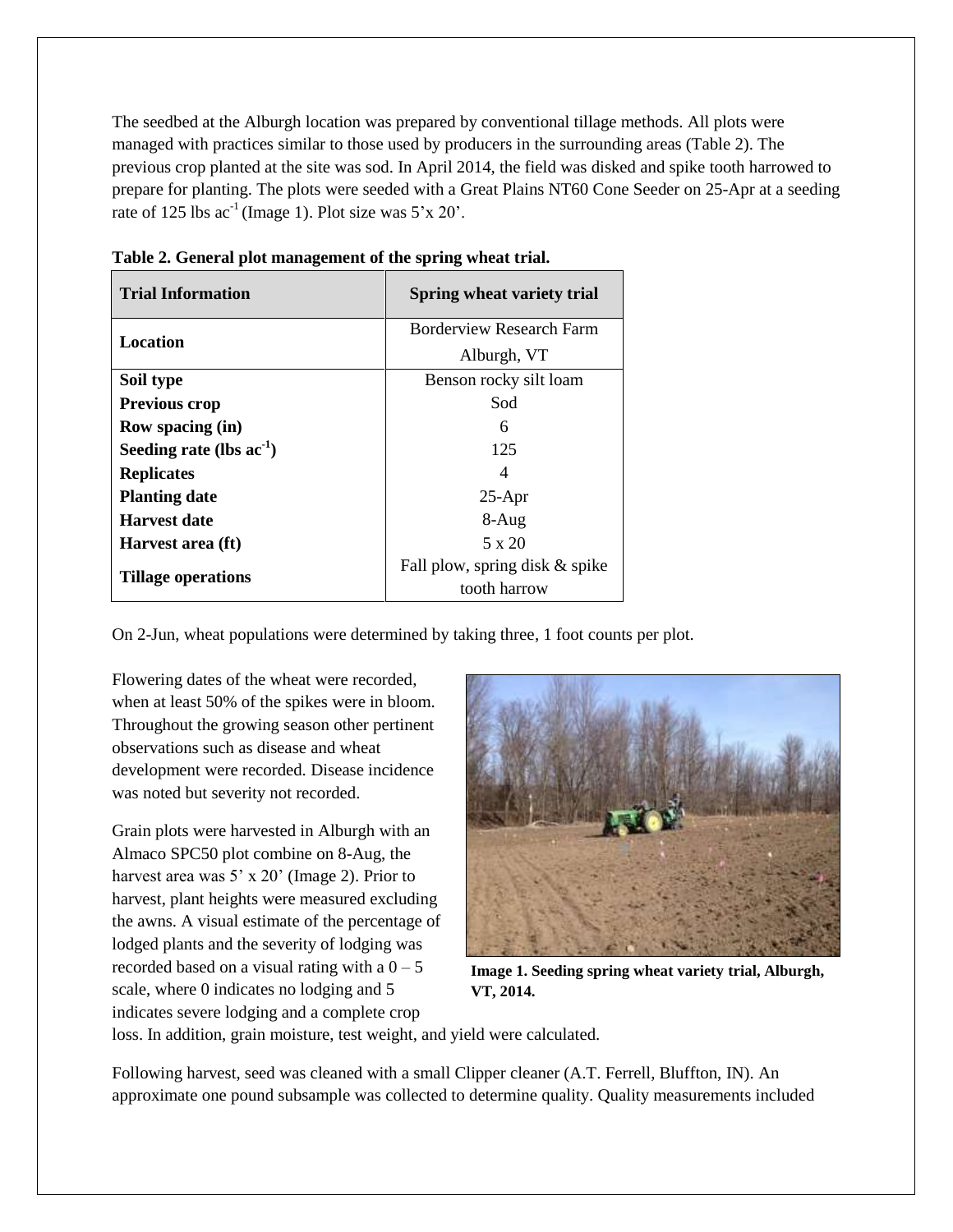The seedbed at the Alburgh location was prepared by conventional tillage methods. All plots were managed with practices similar to those used by producers in the surrounding areas (Table 2). The previous crop planted at the site was sod. In April 2014, the field was disked and spike tooth harrowed to prepare for planting. The plots were seeded with a Great Plains NT60 Cone Seeder on 25-Apr at a seeding rate of 125 lbs ac$^{-1}$ (Image 1). Plot size was 5'x 20'.

**Table 2. General plot management of the spring wheat trial.**

| Trial Information | Spring wheat variety trial |
|---|---|
| **Location** | Borderview Research Farm Alburgh, VT |
| **Soil type** | Benson rocky silt loam |
| **Previous crop** | Sod |
| **Row spacing (in)** | 6 |
| **Seeding rate (lbs ac$^{-1}$)** | 125 |
| **Replicates** | 4 |
| **Planting date** | 25-Apr |
| **Harvest date** | 8-Aug |
| **Harvest area (ft)** | 5 x 20 |
| **Tillage operations** | Fall plow, spring disk & spike tooth harrow |

On 2-Jun, wheat populations were determined by taking three, 1 foot counts per plot.

Flowering dates of the wheat were recorded, when at least 50% of the spikes were in bloom. Throughout the growing season other pertinent observations such as disease and wheat development were recorded. Disease incidence was noted but severity not recorded.

Grain plots were harvested in Alburgh with an Almaco SPC50 plot combine on 8-Aug, the harvest area was 5' x 20' (Image 2). Prior to harvest, plant heights were measured excluding the awns. A visual estimate of the percentage of lodged plants and the severity of lodging was recorded based on a visual rating with a 0 – 5 scale, where 0 indicates no lodging and 5 indicates severe lodging and a complete crop loss. In addition, grain moisture, test weight, and yield were calculated.

**Image 1. Seeding spring wheat variety trial, Alburgh, VT, 2014.**

Following harvest, seed was cleaned with a small Clipper cleaner (A.T. Ferrell, Bluffton, IN). An approximate one pound subsample was collected to determine quality. Quality measurements included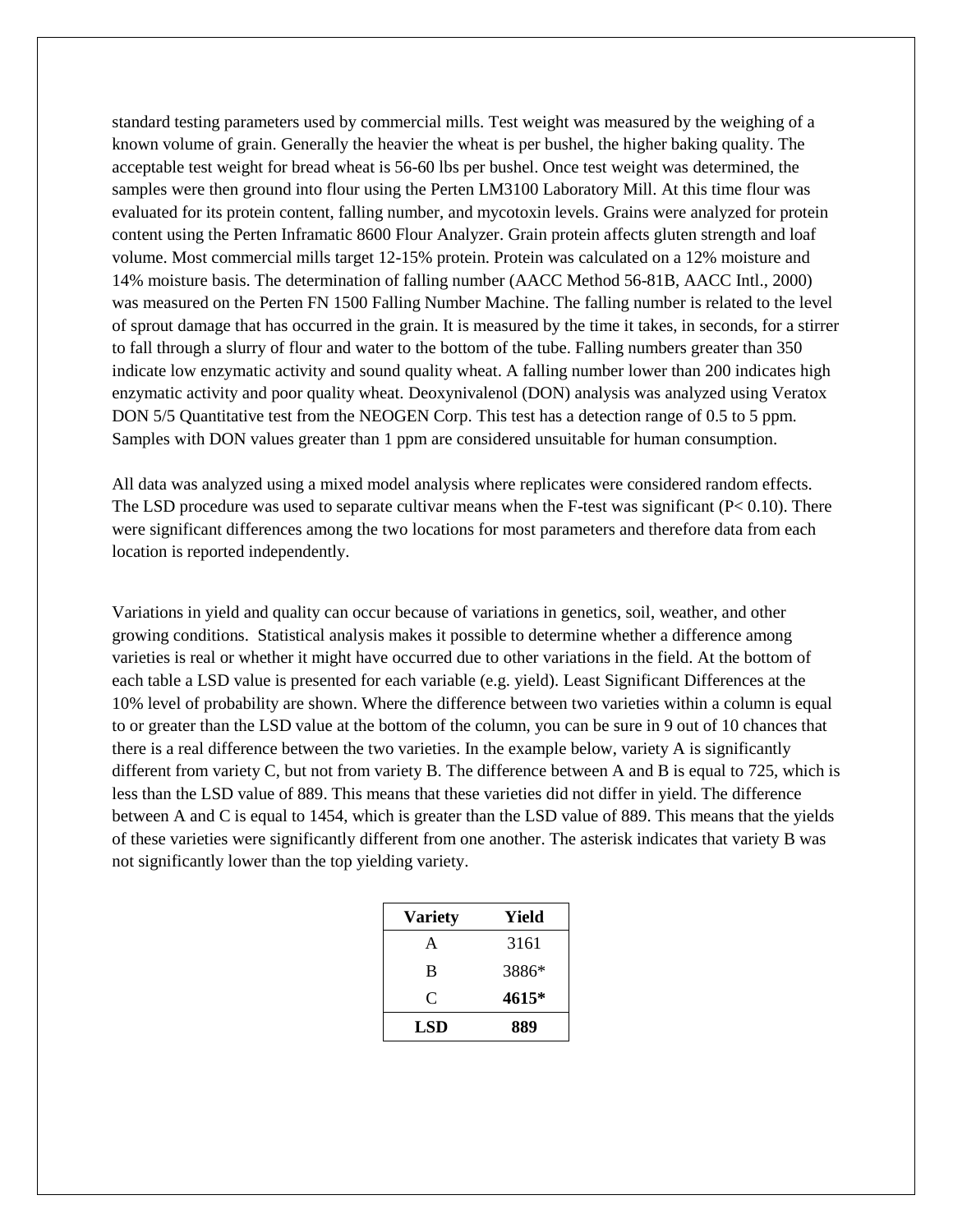standard testing parameters used by commercial mills. Test weight was measured by the weighing of a known volume of grain. Generally the heavier the wheat is per bushel, the higher baking quality. The acceptable test weight for bread wheat is 56-60 lbs per bushel. Once test weight was determined, the samples were then ground into flour using the Perten LM3100 Laboratory Mill. At this time flour was evaluated for its protein content, falling number, and mycotoxin levels. Grains were analyzed for protein content using the Perten Inframatic 8600 Flour Analyzer. Grain protein affects gluten strength and loaf volume. Most commercial mills target 12-15% protein. Protein was calculated on a 12% moisture and 14% moisture basis. The determination of falling number (AACC Method 56-81B, AACC Intl., 2000) was measured on the Perten FN 1500 Falling Number Machine. The falling number is related to the level of sprout damage that has occurred in the grain. It is measured by the time it takes, in seconds, for a stirrer to fall through a slurry of flour and water to the bottom of the tube. Falling numbers greater than 350 indicate low enzymatic activity and sound quality wheat. A falling number lower than 200 indicates high enzymatic activity and poor quality wheat. Deoxynivalenol (DON) analysis was analyzed using Veratox DON 5/5 Quantitative test from the NEOGEN Corp. This test has a detection range of 0.5 to 5 ppm. Samples with DON values greater than 1 ppm are considered unsuitable for human consumption.

All data was analyzed using a mixed model analysis where replicates were considered random effects. The LSD procedure was used to separate cultivar means when the F-test was significant ($P < 0.10$). There were significant differences among the two locations for most parameters and therefore data from each location is reported independently.

Variations in yield and quality can occur because of variations in genetics, soil, weather, and other growing conditions. Statistical analysis makes it possible to determine whether a difference among varieties is real or whether it might have occurred due to other variations in the field. At the bottom of each table a LSD value is presented for each variable (e.g. yield). Least Significant Differences at the 10% level of probability are shown. Where the difference between two varieties within a column is equal to or greater than the LSD value at the bottom of the column, you can be sure in 9 out of 10 chances that there is a real difference between the two varieties. In the example below, variety A is significantly different from variety C, but not from variety B. The difference between A and B is equal to 725, which is less than the LSD value of 889. This means that these varieties did not differ in yield. The difference between A and C is equal to 1454, which is greater than the LSD value of 889. This means that the yields of these varieties were significantly different from one another. The asterisk indicates that variety B was not significantly lower than the top yielding variety.

| Variety | Yield |
|---|---|
| A | 3161 |
| B | 3886* |
| C | **4615*** |
| **LSD** | **889** |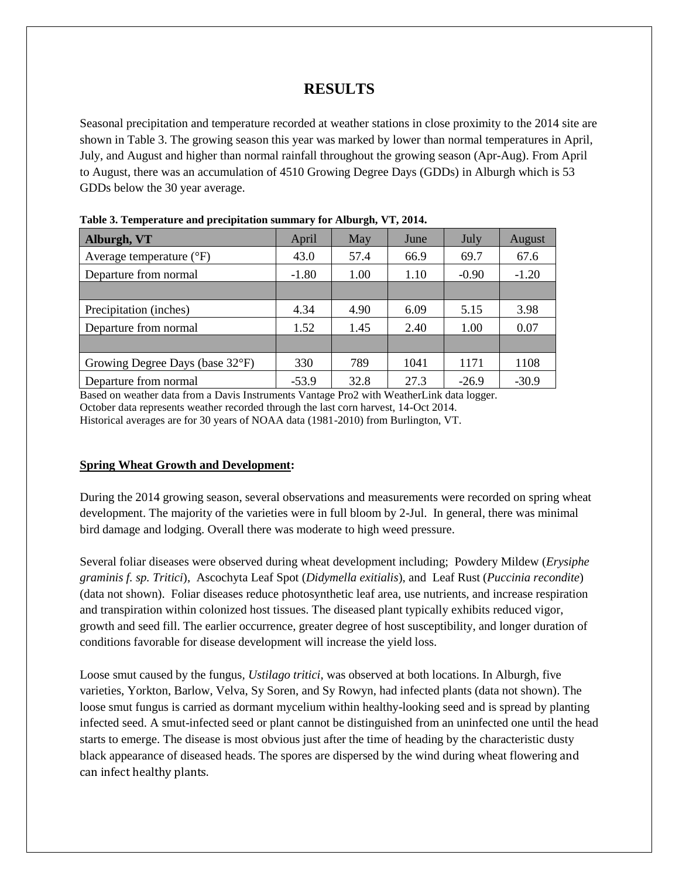# RESULTS

Seasonal precipitation and temperature recorded at weather stations in close proximity to the 2014 site are shown in Table 3. The growing season this year was marked by lower than normal temperatures in April, July, and August and higher than normal rainfall throughout the growing season (Apr-Aug). From April to August, there was an accumulation of 4510 Growing Degree Days (GDDs) in Alburgh which is 53 GDDs below the 30 year average.

**Table 3. Temperature and precipitation summary for Alburgh, VT, 2014.**

| Alburgh, VT | April | May | June | July | August |
|---|---|---|---|---|---|
| Average temperature (°F) | 43.0 | 57.4 | 66.9 | 69.7 | 67.6 |
| Departure from normal | -1.80 | 1.00 | 1.10 | -0.90 | -1.20 |
| | | | | | |
| Precipitation (inches) | 4.34 | 4.90 | 6.09 | 5.15 | 3.98 |
| Departure from normal | 1.52 | 1.45 | 2.40 | 1.00 | 0.07 |
| | | | | | |
| Growing Degree Days (base 32°F) | 330 | 789 | 1041 | 1171 | 1108 |
| Departure from normal | -53.9 | 32.8 | 27.3 | -26.9 | -30.9 |

Based on weather data from a Davis Instruments Vantage Pro2 with WeatherLink data logger.
October data represents weather recorded through the last corn harvest, 14-Oct 2014.
Historical averages are for 30 years of NOAA data (1981-2010) from Burlington, VT.

**Spring Wheat Growth and Development:**

During the 2014 growing season, several observations and measurements were recorded on spring wheat development. The majority of the varieties were in full bloom by 2-Jul. In general, there was minimal bird damage and lodging. Overall there was moderate to high weed pressure.

Several foliar diseases were observed during wheat development including; Powdery Mildew (*Erysiphe graminis f. sp. Tritici*), Ascochyta Leaf Spot (*Didymella exitialis*), and Leaf Rust (*Puccinia recondite*) (data not shown). Foliar diseases reduce photosynthetic leaf area, use nutrients, and increase respiration and transpiration within colonized host tissues. The diseased plant typically exhibits reduced vigor, growth and seed fill. The earlier occurrence, greater degree of host susceptibility, and longer duration of conditions favorable for disease development will increase the yield loss.

Loose smut caused by the fungus, *Ustilago tritici*, was observed at both locations. In Alburgh, five varieties, Yorkton, Barlow, Velva, Sy Soren, and Sy Rowyn, had infected plants (data not shown). The loose smut fungus is carried as dormant mycelium within healthy-looking seed and is spread by planting infected seed. A smut-infected seed or plant cannot be distinguished from an uninfected one until the head starts to emerge. The disease is most obvious just after the time of heading by the characteristic dusty black appearance of diseased heads. The spores are dispersed by the wind during wheat flowering and can infect healthy plants.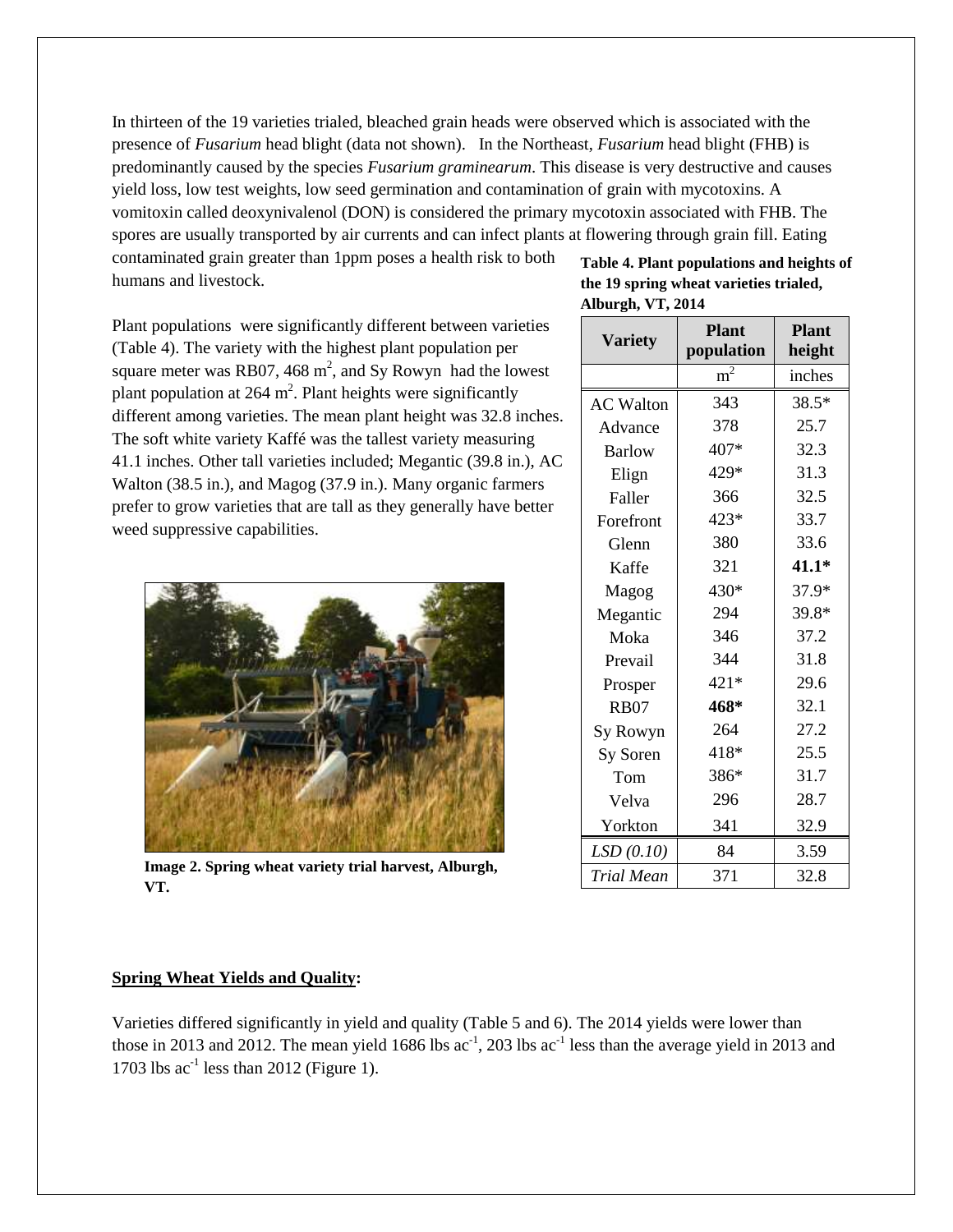In thirteen of the 19 varieties trialed, bleached grain heads were observed which is associated with the presence of *Fusarium* head blight (data not shown). In the Northeast, *Fusarium* head blight (FHB) is predominantly caused by the species *Fusarium graminearum*. This disease is very destructive and causes yield loss, low test weights, low seed germination and contamination of grain with mycotoxins. A vomitoxin called deoxynivalenol (DON) is considered the primary mycotoxin associated with FHB. The spores are usually transported by air currents and can infect plants at flowering through grain fill. Eating contaminated grain greater than 1ppm poses a health risk to both humans and livestock.

Plant populations were significantly different between varieties (Table 4). The variety with the highest plant population per square meter was RB07, 468 $m^2$, and Sy Rowyn had the lowest plant population at 264 $m^2$. Plant heights were significantly different among varieties. The mean plant height was 32.8 inches. The soft white variety Kaffé was the tallest variety measuring 41.1 inches. Other tall varieties included; Megantic (39.8 in.), AC Walton (38.5 in.), and Magog (37.9 in.). Many organic farmers prefer to grow varieties that are tall as they generally have better weed suppressive capabilities.

**Table 4. Plant populations and heights of the 19 spring wheat varieties trialed, Alburgh, VT, 2014**

| Variety | Plant population | Plant height |
|---|---|---|
| | $m^2$ | inches |
| AC Walton | 343 | 38.5* |
| Advance | 378 | 25.7 |
| Barlow | 407* | 32.3 |
| Elign | 429* | 31.3 |
| Faller | 366 | 32.5 |
| Forefront | 423* | 33.7 |
| Glenn | 380 | 33.6 |
| Kaffe | 321 | **41.1*** |
| Magog | 430* | 37.9* |
| Megantic | 294 | 39.8* |
| Moka | 346 | 37.2 |
| Prevail | 344 | 31.8 |
| Prosper | 421* | 29.6 |
| RB07 | **468*** | 32.1 |
| Sy Rowyn | 264 | 27.2 |
| Sy Soren | 418* | 25.5 |
| Tom | 386* | 31.7 |
| Velva | 296 | 28.7 |
| Yorkton | 341 | 32.9 |
| *LSD (0.10)* | 84 | 3.59 |
| *Trial Mean* | 371 | 32.8 |

**Image 2. Spring wheat variety trial harvest, Alburgh, VT.**

**Spring Wheat Yields and Quality:**

Varieties differed significantly in yield and quality (Table 5 and 6). The 2014 yields were lower than those in 2013 and 2012. The mean yield 1686 lbs $ac^{-1}$, 203 lbs $ac^{-1}$ less than the average yield in 2013 and 1703 lbs $ac^{-1}$ less than 2012 (Figure 1).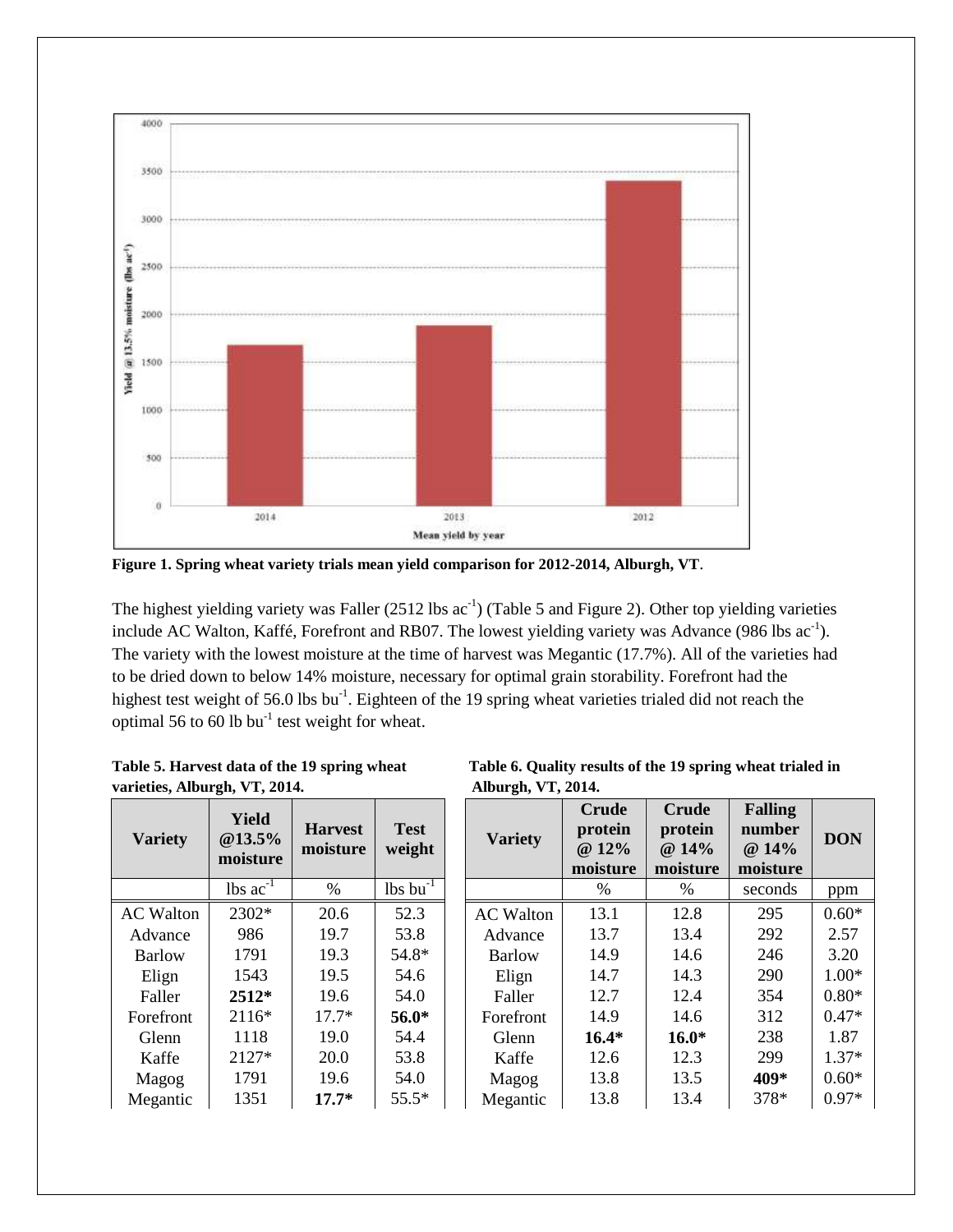**Figure 1. Spring wheat variety trials mean yield comparison for 2012-2014, Alburgh, VT**.

The highest yielding variety was Faller (2512 lbs ac$^{-1}$) (Table 5 and Figure 2). Other top yielding varieties include AC Walton, Kaffé, Forefront and RB07. The lowest yielding variety was Advance (986 lbs ac$^{-1}$). The variety with the lowest moisture at the time of harvest was Megantic (17.7%). All of the varieties had to be dried down to below 14% moisture, necessary for optimal grain storability. Forefront had the highest test weight of 56.0 lbs bu$^{-1}$. Eighteen of the 19 spring wheat varieties trialed did not reach the optimal 56 to 60 lb bu$^{-1}$ test weight for wheat.

**Table 5. Harvest data of the 19 spring wheat varieties, Alburgh, VT, 2014.**

| Variety | Yield @13.5% moisture | Harvest moisture | Test weight |
|---|---|---|---|
| | lbs ac$^{-1}$ | % | lbs bu$^{-1}$ |
| AC Walton | 2302* | 20.6 | 52.3 |
| Advance | 986 | 19.7 | 53.8 |
| Barlow | 1791 | 19.3 | 54.8* |
| Elign | 1543 | 19.5 | 54.6 |
| Faller | **2512*** | 19.6 | 54.0 |
| Forefront | 2116* | 17.7* | **56.0*** |
| Glenn | 1118 | 19.0 | 54.4 |
| Kaffe | 2127* | 20.0 | 53.8 |
| Magog | 1791 | 19.6 | 54.0 |
| Megantic | 1351 | **17.7*** | 55.5* |

**Table 6. Quality results of the 19 spring wheat trialed in Alburgh, VT, 2014.**

| Variety | Crude protein @ 12% moisture | Crude protein @ 14% moisture | Falling number @ 14% moisture | DON |
|---|---|---|---|---|
| | % | % | seconds | ppm |
| AC Walton | 13.1 | 12.8 | 295 | 0.60* |
| Advance | 13.7 | 13.4 | 292 | 2.57 |
| Barlow | 14.9 | 14.6 | 246 | 3.20 |
| Elign | 14.7 | 14.3 | 290 | 1.00* |
| Faller | 12.7 | 12.4 | 354 | 0.80* |
| Forefront | 14.9 | 14.6 | 312 | 0.47* |
| Glenn | **16.4*** | **16.0*** | 238 | 1.87 |
| Kaffe | 12.6 | 12.3 | 299 | 1.37* |
| Magog | 13.8 | 13.5 | **409*** | 0.60* |
| Megantic | 13.8 | 13.4 | 378* | 0.97* |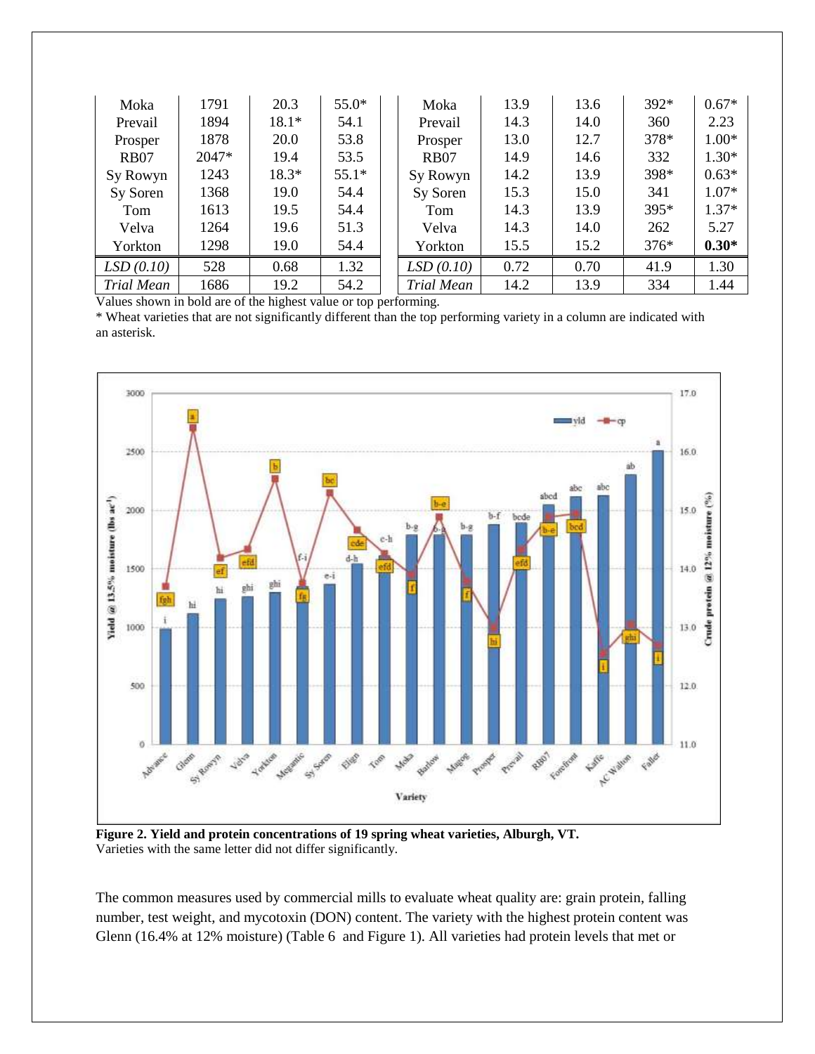| Moka | 1791 | 20.3 | 55.0* |
|---|---|---|---|
| Prevail | 1894 | 18.1* | 54.1 |
| Prosper | 1878 | 20.0 | 53.8 |
| RB07 | 2047* | 19.4 | 53.5 |
| Sy Rowyn | 1243 | 18.3* | 55.1* |
| Sy Soren | 1368 | 19.0 | 54.4 |
| Tom | 1613 | 19.5 | 54.4 |
| Velva | 1264 | 19.6 | 51.3 |
| Yorkton | 1298 | 19.0 | 54.4 |
| *LSD (0.10)* | 528 | 0.68 | 1.32 |
| *Trial Mean* | 1686 | 19.2 | 54.2 |

| Moka | 13.9 | 13.6 | 392* | 0.67* |
|---|---|---|---|---|
| Prevail | 14.3 | 14.0 | 360 | 2.23 |
| Prosper | 13.0 | 12.7 | 378* | 1.00* |
| RB07 | 14.9 | 14.6 | 332 | 1.30* |
| Sy Rowyn | 14.2 | 13.9 | 398* | 0.63* |
| Sy Soren | 15.3 | 15.0 | 341 | 1.07* |
| Tom | 14.3 | 13.9 | 395* | 1.37* |
| Velva | 14.3 | 14.0 | 262 | 5.27 |
| Yorkton | 15.5 | 15.2 | 376* | **0.30*** |
| *LSD (0.10)* | 0.72 | 0.70 | 41.9 | 1.30 |
| *Trial Mean* | 14.2 | 13.9 | 334 | 1.44 |

Values shown in bold are of the highest value or top performing.
* Wheat varieties that are not significantly different than the top performing variety in a column are indicated with an asterisk.

**Figure 2. Yield and protein concentrations of 19 spring wheat varieties, Alburgh, VT.**
Varieties with the same letter did not differ significantly.

The common measures used by commercial mills to evaluate wheat quality are: grain protein, falling number, test weight, and mycotoxin (DON) content. The variety with the highest protein content was Glenn (16.4% at 12% moisture) (Table 6 and Figure 1). All varieties had protein levels that met or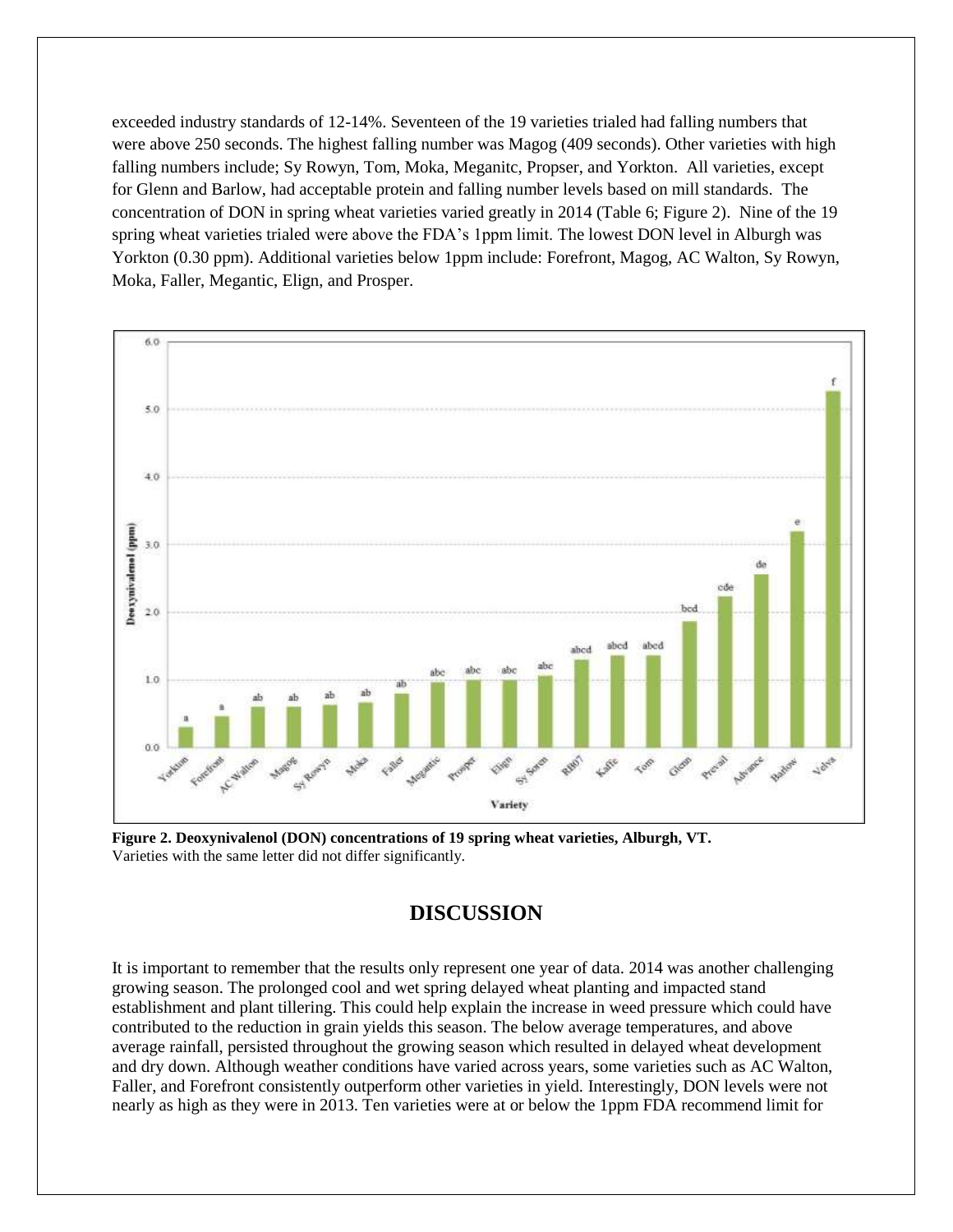exceeded industry standards of 12-14%. Seventeen of the 19 varieties trialed had falling numbers that were above 250 seconds. The highest falling number was Magog (409 seconds). Other varieties with high falling numbers include; Sy Rowyn, Tom, Moka, Meganitc, Propser, and Yorkton. All varieties, except for Glenn and Barlow, had acceptable protein and falling number levels based on mill standards. The concentration of DON in spring wheat varieties varied greatly in 2014 (Table 6; Figure 2). Nine of the 19 spring wheat varieties trialed were above the FDA's 1ppm limit. The lowest DON level in Alburgh was Yorkton (0.30 ppm). Additional varieties below 1ppm include: Forefront, Magog, AC Walton, Sy Rowyn, Moka, Faller, Megantic, Elign, and Prosper.

**Figure 2. Deoxynivalenol (DON) concentrations of 19 spring wheat varieties, Alburgh, VT.**
Varieties with the same letter did not differ significantly.

## DISCUSSION

It is important to remember that the results only represent one year of data. 2014 was another challenging growing season. The prolonged cool and wet spring delayed wheat planting and impacted stand establishment and plant tillering. This could help explain the increase in weed pressure which could have contributed to the reduction in grain yields this season. The below average temperatures, and above average rainfall, persisted throughout the growing season which resulted in delayed wheat development and dry down. Although weather conditions have varied across years, some varieties such as AC Walton, Faller, and Forefront consistently outperform other varieties in yield. Interestingly, DON levels were not nearly as high as they were in 2013. Ten varieties were at or below the 1ppm FDA recommend limit for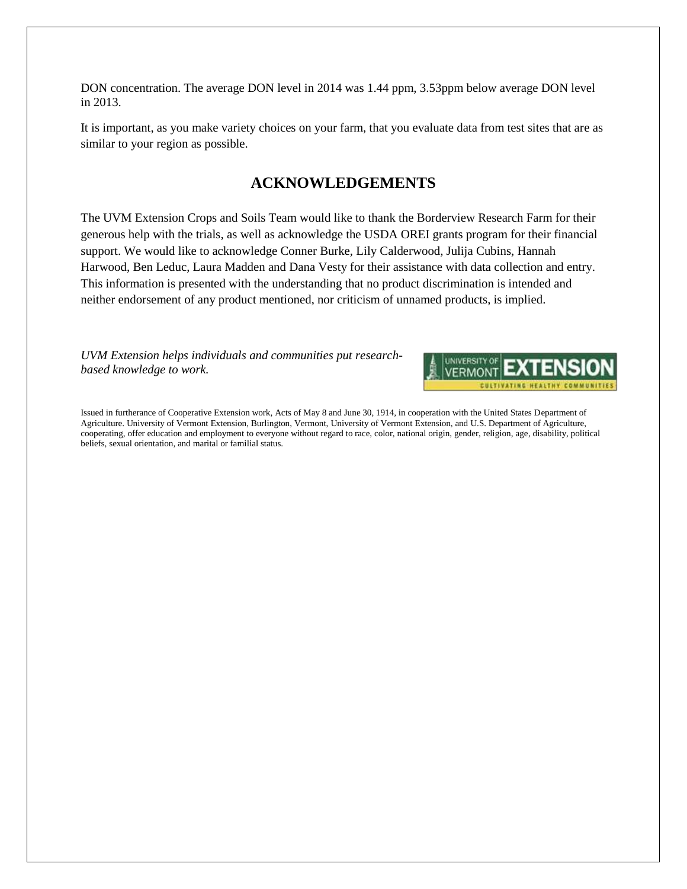DON concentration. The average DON level in 2014 was 1.44 ppm, 3.53ppm below average DON level in 2013.

It is important, as you make variety choices on your farm, that you evaluate data from test sites that are as similar to your region as possible.

## ACKNOWLEDGEMENTS

The UVM Extension Crops and Soils Team would like to thank the Borderview Research Farm for their generous help with the trials, as well as acknowledge the USDA OREI grants program for their financial support. We would like to acknowledge Conner Burke, Lily Calderwood, Julija Cubins, Hannah Harwood, Ben Leduc, Laura Madden and Dana Vesty for their assistance with data collection and entry. This information is presented with the understanding that no product discrimination is intended and neither endorsement of any product mentioned, nor criticism of unnamed products, is implied.

*UVM Extension helps individuals and communities put research-based knowledge to work.*

UNIVERSITY OF VERMONT EXTENSION
CULTIVATING HEALTHY COMMUNITIES

Issued in furtherance of Cooperative Extension work, Acts of May 8 and June 30, 1914, in cooperation with the United States Department of Agriculture. University of Vermont Extension, Burlington, Vermont, University of Vermont Extension, and U.S. Department of Agriculture, cooperating, offer education and employment to everyone without regard to race, color, national origin, gender, religion, age, disability, political beliefs, sexual orientation, and marital or familial status.